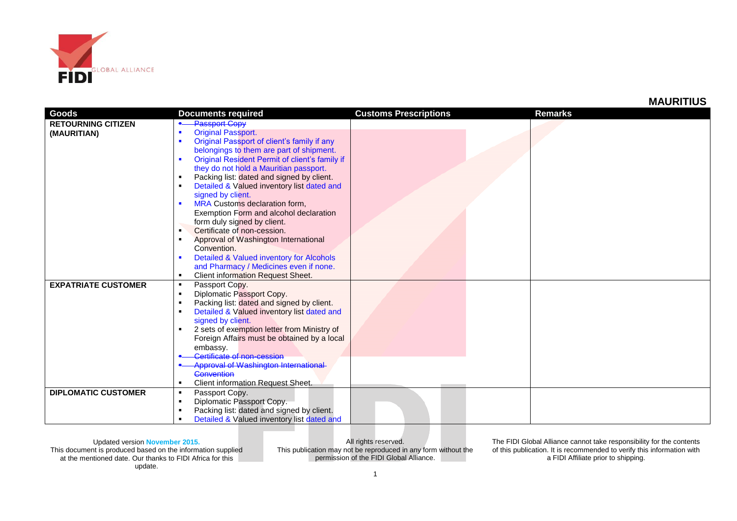FIDI GLOBAL ALLIANCE

## MAURITIUS

| Goods | Documents required | Customs Prescriptions | Remarks |
|---|---|---|---|
| **RETOURNING CITIZEN (MAURITIAN)** | ~~Passport Copy~~<br>▪ Original Passport.<br>▪ Original Passport of client's family if any belongings to them are part of shipment.<br>▪ Original Resident Permit of client's family if they do not hold a Mauritian passport.<br>▪ Packing list: dated and signed by client.<br>▪ Detailed & Valued inventory list dated and signed by client.<br>▪ MRA Customs declaration form, Exemption Form and alcohol declaration form duly signed by client.<br>▪ Certificate of non-cession.<br>▪ Approval of Washington International Convention.<br>▪ Detailed & Valued inventory for Alcohols and Pharmacy / Medicines even if none.<br>▪ Client information Request Sheet. | | |
| **EXPATRIATE CUSTOMER** | ▪ Passport Copy.<br>▪ Diplomatic Passport Copy.<br>▪ Packing list: dated and signed by client.<br>▪ Detailed & Valued inventory list dated and signed by client.<br>▪ 2 sets of exemption letter from Ministry of Foreign Affairs must be obtained by a local embassy.<br>~~Certificate of non-cession~~<br>~~Approval of Washington International Convention~~<br>▪ Client information Request Sheet. | | |
| **DIPLOMATIC CUSTOMER** | ▪ Passport Copy.<br>▪ Diplomatic Passport Copy.<br>▪ Packing list: dated and signed by client.<br>▪ Detailed & Valued inventory list dated and | | |

Updated version November 2015.
This document is produced based on the information supplied at the mentioned date. Our thanks to FIDI Africa for this update.

All rights reserved.
This publication may not be reproduced in any form without the permission of the FIDI Global Alliance.

The FIDI Global Alliance cannot take responsibility for the contents of this publication. It is recommended to verify this information with a FIDI Affiliate prior to shipping.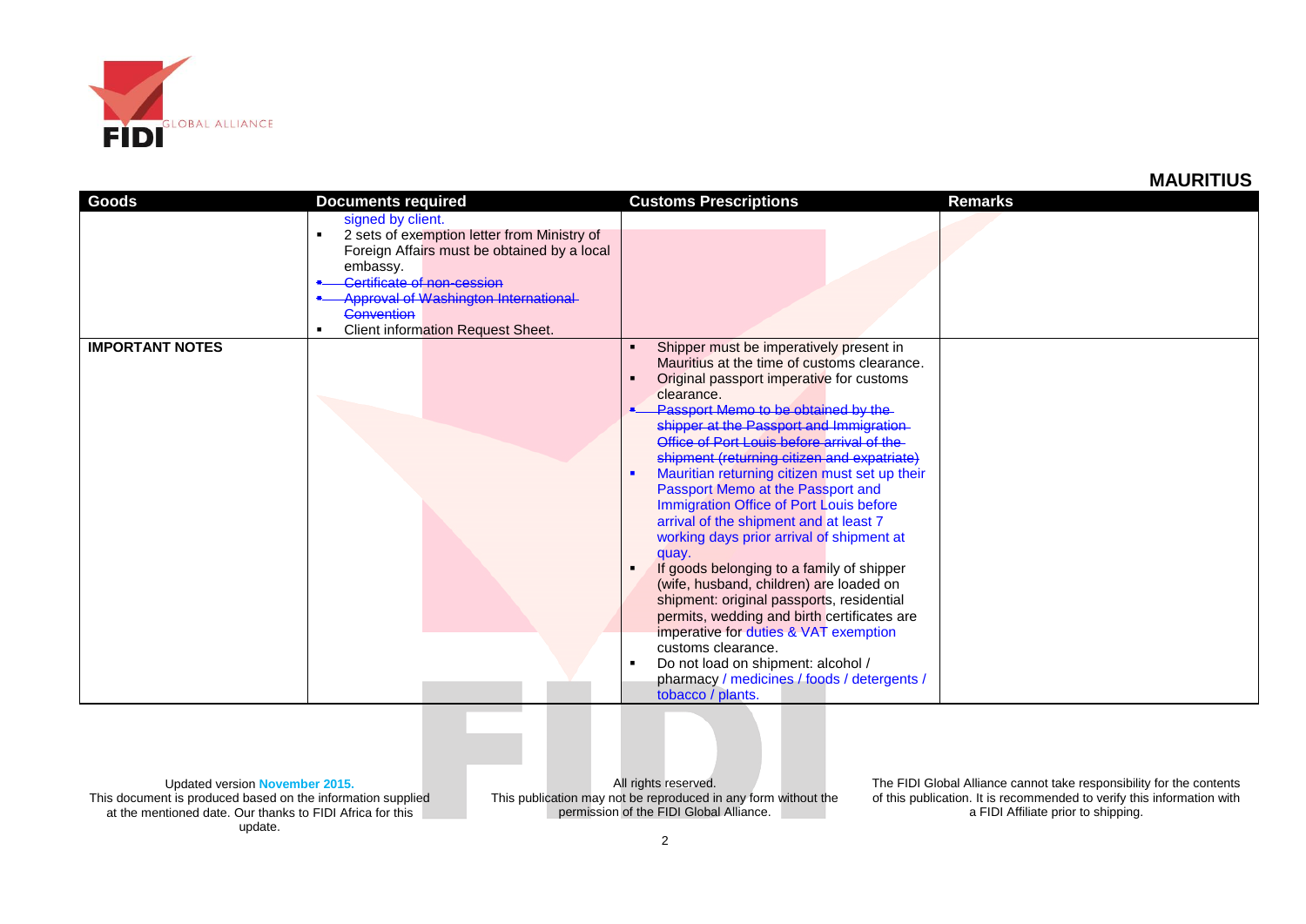## MAURITIUS

| Goods | Documents required | Customs Prescriptions | Remarks |
|---|---|---|---|
| | signed by client.<br>▪ 2 sets of exemption letter from Ministry of Foreign Affairs must be obtained by a local embassy.<br>▪ ~~Certificate of non-cession~~<br>▪ ~~Approval of Washington International Convention~~<br>▪ Client information Request Sheet. | | |
| **IMPORTANT NOTES** | | ▪ Shipper must be imperatively present in Mauritius at the time of customs clearance.<br>▪ Original passport imperative for customs clearance.<br>▪ ~~Passport Memo to be obtained by the shipper at the Passport and Immigration Office of Port Louis before arrival of the shipment (returning citizen and expatriate)~~<br>▪ Mauritian returning citizen must set up their Passport Memo at the Passport and Immigration Office of Port Louis before arrival of the shipment and at least 7 working days prior arrival of shipment at quay.<br>▪ If goods belonging to a family of shipper (wife, husband, children) are loaded on shipment: original passports, residential permits, wedding and birth certificates are imperative for duties & VAT exemption customs clearance.<br>▪ Do not load on shipment: alcohol / pharmacy / medicines / foods / detergents / tobacco / plants. | |

Updated version November 2015.
This document is produced based on the information supplied at the mentioned date. Our thanks to FIDI Africa for this update.

All rights reserved.
This publication may not be reproduced in any form without the permission of the FIDI Global Alliance.

The FIDI Global Alliance cannot take responsibility for the contents of this publication. It is recommended to verify this information with a FIDI Affiliate prior to shipping.